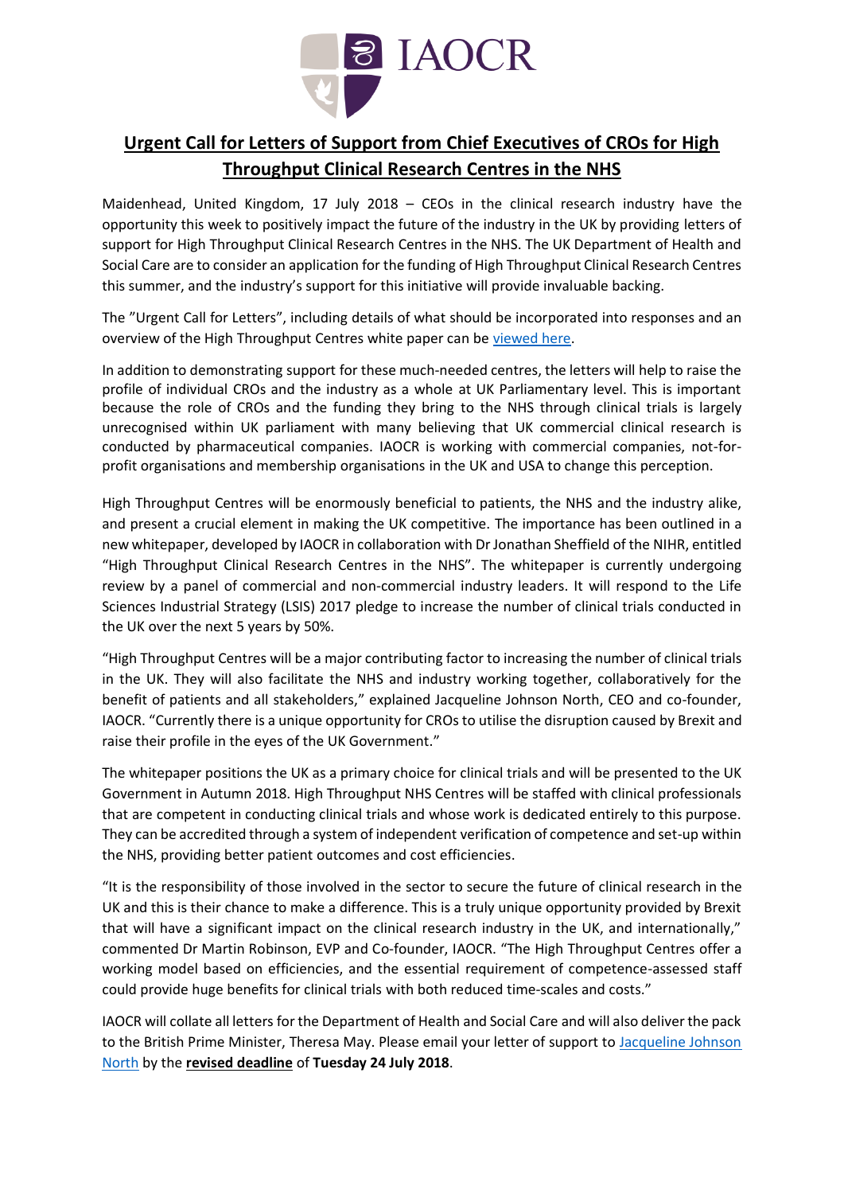# Urgent Call for Letters of Support from Chief Executives of CROs for High Throughput Clinical Research Centres in the NHS

Maidenhead, United Kingdom, 17 July 2018 – CEOs in the clinical research industry have the opportunity this week to positively impact the future of the industry in the UK by providing letters of support for High Throughput Clinical Research Centres in the NHS. The UK Department of Health and Social Care are to consider an application for the funding of High Throughput Clinical Research Centres this summer, and the industry's support for this initiative will provide invaluable backing.

The "Urgent Call for Letters", including details of what should be incorporated into responses and an overview of the High Throughput Centres white paper can be viewed here.

In addition to demonstrating support for these much-needed centres, the letters will help to raise the profile of individual CROs and the industry as a whole at UK Parliamentary level. This is important because the role of CROs and the funding they bring to the NHS through clinical trials is largely unrecognised within UK parliament with many believing that UK commercial clinical research is conducted by pharmaceutical companies. IAOCR is working with commercial companies, not-for-profit organisations and membership organisations in the UK and USA to change this perception.

High Throughput Centres will be enormously beneficial to patients, the NHS and the industry alike, and present a crucial element in making the UK competitive. The importance has been outlined in a new whitepaper, developed by IAOCR in collaboration with Dr Jonathan Sheffield of the NIHR, entitled "High Throughput Clinical Research Centres in the NHS". The whitepaper is currently undergoing review by a panel of commercial and non-commercial industry leaders. It will respond to the Life Sciences Industrial Strategy (LSIS) 2017 pledge to increase the number of clinical trials conducted in the UK over the next 5 years by 50%.

"High Throughput Centres will be a major contributing factor to increasing the number of clinical trials in the UK. They will also facilitate the NHS and industry working together, collaboratively for the benefit of patients and all stakeholders," explained Jacqueline Johnson North, CEO and co-founder, IAOCR. "Currently there is a unique opportunity for CROs to utilise the disruption caused by Brexit and raise their profile in the eyes of the UK Government."

The whitepaper positions the UK as a primary choice for clinical trials and will be presented to the UK Government in Autumn 2018. High Throughput NHS Centres will be staffed with clinical professionals that are competent in conducting clinical trials and whose work is dedicated entirely to this purpose. They can be accredited through a system of independent verification of competence and set-up within the NHS, providing better patient outcomes and cost efficiencies.

"It is the responsibility of those involved in the sector to secure the future of clinical research in the UK and this is their chance to make a difference. This is a truly unique opportunity provided by Brexit that will have a significant impact on the clinical research industry in the UK, and internationally," commented Dr Martin Robinson, EVP and Co-founder, IAOCR. "The High Throughput Centres offer a working model based on efficiencies, and the essential requirement of competence-assessed staff could provide huge benefits for clinical trials with both reduced time-scales and costs."

IAOCR will collate all letters for the Department of Health and Social Care and will also deliver the pack to the British Prime Minister, Theresa May. Please email your letter of support to Jacqueline Johnson North by the **revised deadline** of **Tuesday 24 July 2018**.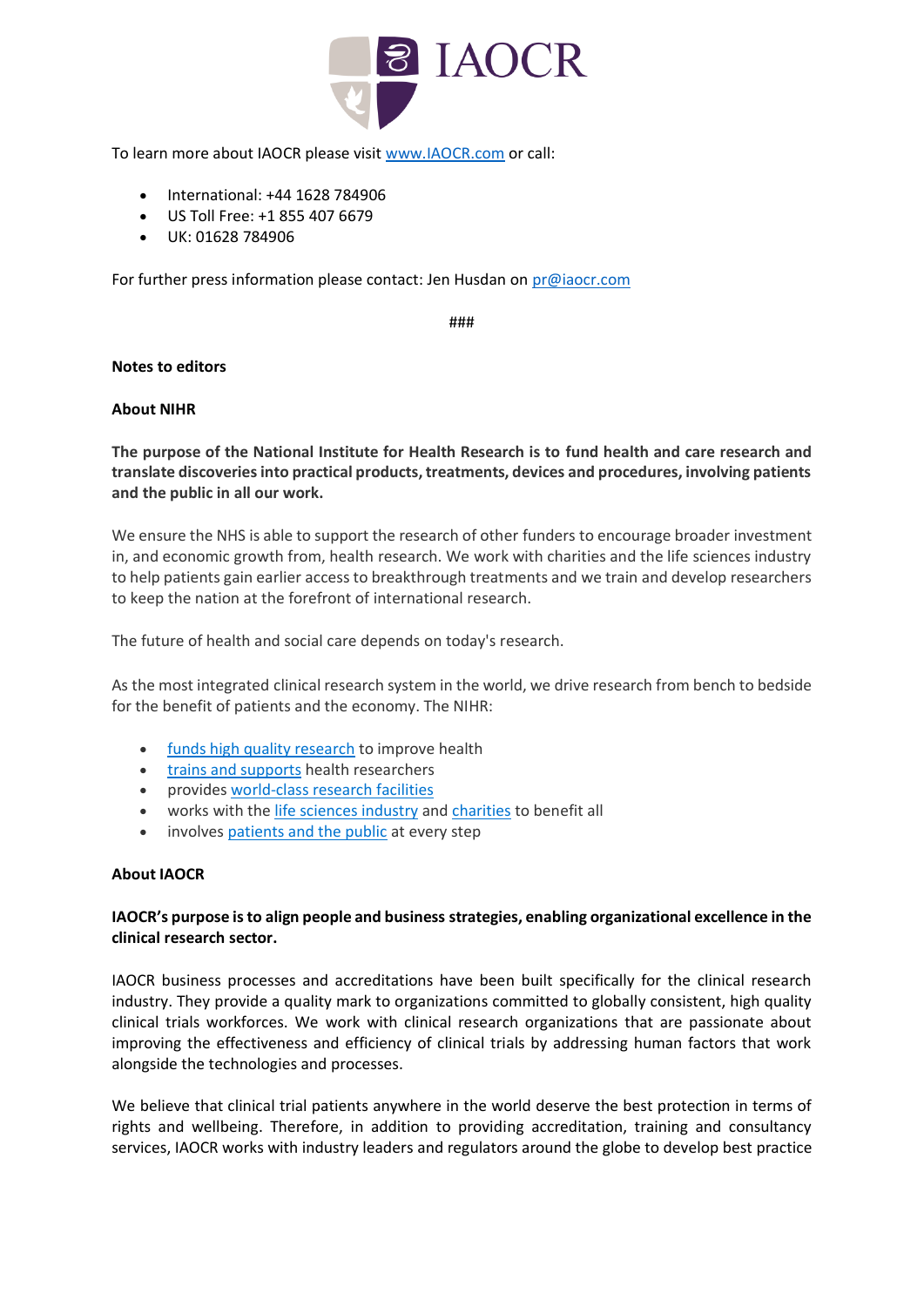To learn more about IAOCR please visit [www.IAOCR.com](www.IAOCR.com) or call:

- International: +44 1628 784906
- US Toll Free: +1 855 407 6679
- UK: 01628 784906

For further press information please contact: Jen Husdan on [pr@iaocr.com](mailto:pr@iaocr.com)

###

**Notes to editors**

**About NIHR**

**The purpose of the National Institute for Health Research is to fund health and care research and translate discoveries into practical products, treatments, devices and procedures, involving patients and the public in all our work.**

We ensure the NHS is able to support the research of other funders to encourage broader investment in, and economic growth from, health research. We work with charities and the life sciences industry to help patients gain earlier access to breakthrough treatments and we train and develop researchers to keep the nation at the forefront of international research.

The future of health and social care depends on today's research.

As the most integrated clinical research system in the world, we drive research from bench to bedside for the benefit of patients and the economy. The NIHR:

- funds high quality research to improve health
- trains and supports health researchers
- provides world-class research facilities
- works with the life sciences industry and charities to benefit all
- involves patients and the public at every step

**About IAOCR**

**IAOCR's purpose is to align people and business strategies, enabling organizational excellence in the clinical research sector.**

IAOCR business processes and accreditations have been built specifically for the clinical research industry. They provide a quality mark to organizations committed to globally consistent, high quality clinical trials workforces. We work with clinical research organizations that are passionate about improving the effectiveness and efficiency of clinical trials by addressing human factors that work alongside the technologies and processes.

We believe that clinical trial patients anywhere in the world deserve the best protection in terms of rights and wellbeing. Therefore, in addition to providing accreditation, training and consultancy services, IAOCR works with industry leaders and regulators around the globe to develop best practice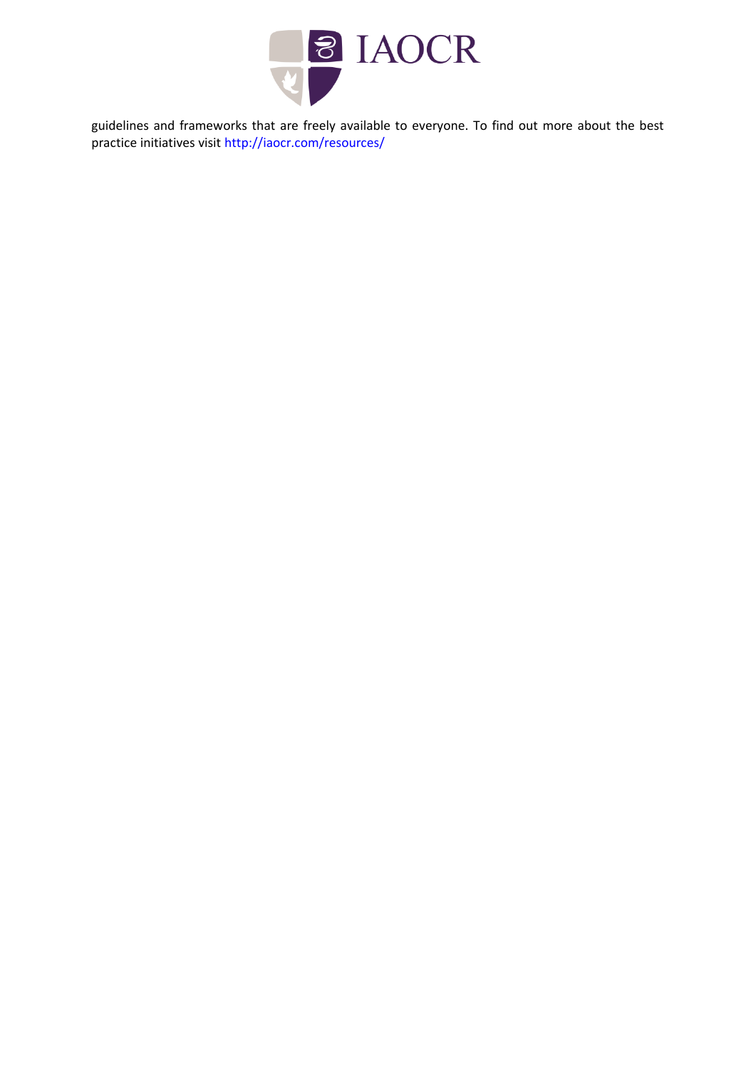guidelines and frameworks that are freely available to everyone. To find out more about the best practice initiatives visit http://iaocr.com/resources/